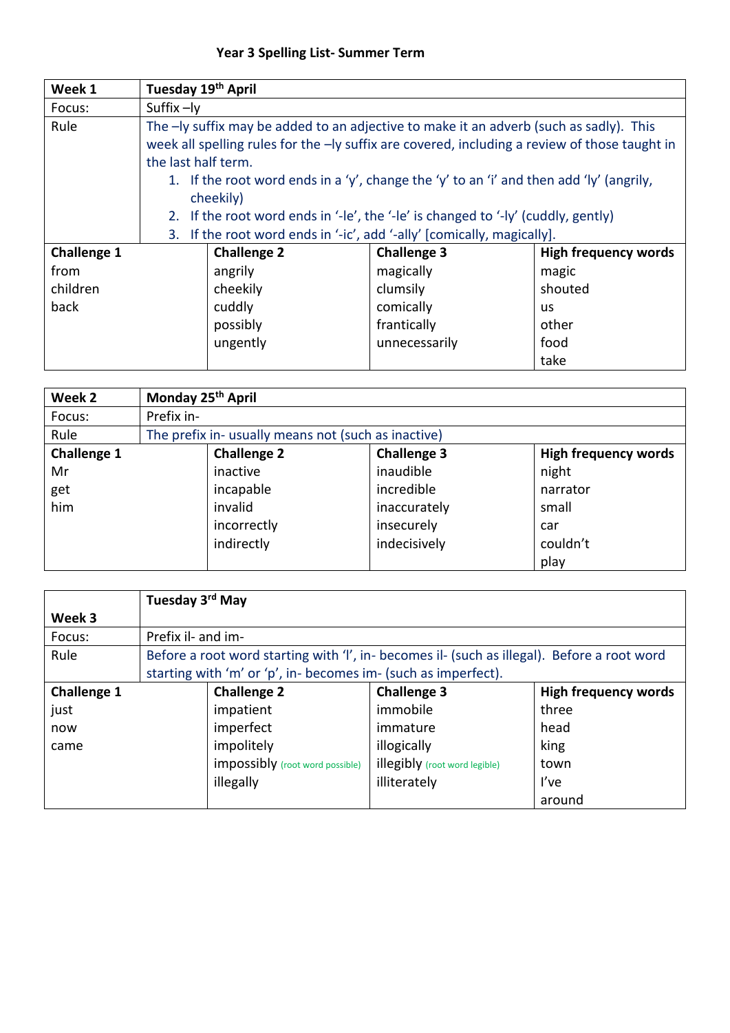# Year 3 Spelling List- Summer Term

| **Week 1** | **Tuesday 19th April** | | |
|---|---|---|---|
| Focus: | Suffix –ly | | |
| Rule | The –ly suffix may be added to an adjective to make it an adverb (such as sadly). This week all spelling rules for the –ly suffix are covered, including a review of those taught in the last half term.<br>1. If the root word ends in a 'y', change the 'y' to an 'i' and then add 'ly' (angrily, cheekily)<br>2. If the root word ends in '-le', the '-le' is changed to '-ly' (cuddly, gently)<br>3. If the root word ends in '-ic', add '-ally' [comically, magically]. | | |
| **Challenge 1** | **Challenge 2** | **Challenge 3** | **High frequency words** |
| from<br>children<br>back | angrily<br>cheekily<br>cuddly<br>possibly<br>ungently | magically<br>clumsily<br>comically<br>frantically<br>unnecessarily | magic<br>shouted<br>us<br>other<br>food<br>take |

| **Week 2** | **Monday 25th April** | | |
|---|---|---|---|
| Focus: | Prefix in- | | |
| Rule | The prefix in- usually means not (such as inactive) | | |
| **Challenge 1** | **Challenge 2** | **Challenge 3** | **High frequency words** |
| Mr<br>get<br>him | inactive<br>incapable<br>invalid<br>incorrectly<br>indirectly | inaudible<br>incredible<br>inaccurately<br>insecurely<br>indecisively | night<br>narrator<br>small<br>car<br>couldn't<br>play |

| **Week 3** | **Tuesday 3rd May** | | |
|---|---|---|---|
| Focus: | Prefix il- and im- | | |
| Rule | Before a root word starting with 'l', in- becomes il- (such as illegal). Before a root word starting with 'm' or 'p', in- becomes im- (such as imperfect). | | |
| **Challenge 1** | **Challenge 2** | **Challenge 3** | **High frequency words** |
| just<br>now<br>came | impatient<br>imperfect<br>impolitely<br>impossibly (root word possible)<br>illegally | immobile<br>immature<br>illogically<br>illegibly (root word legible)<br>illiterately | three<br>head<br>king<br>town<br>I've<br>around |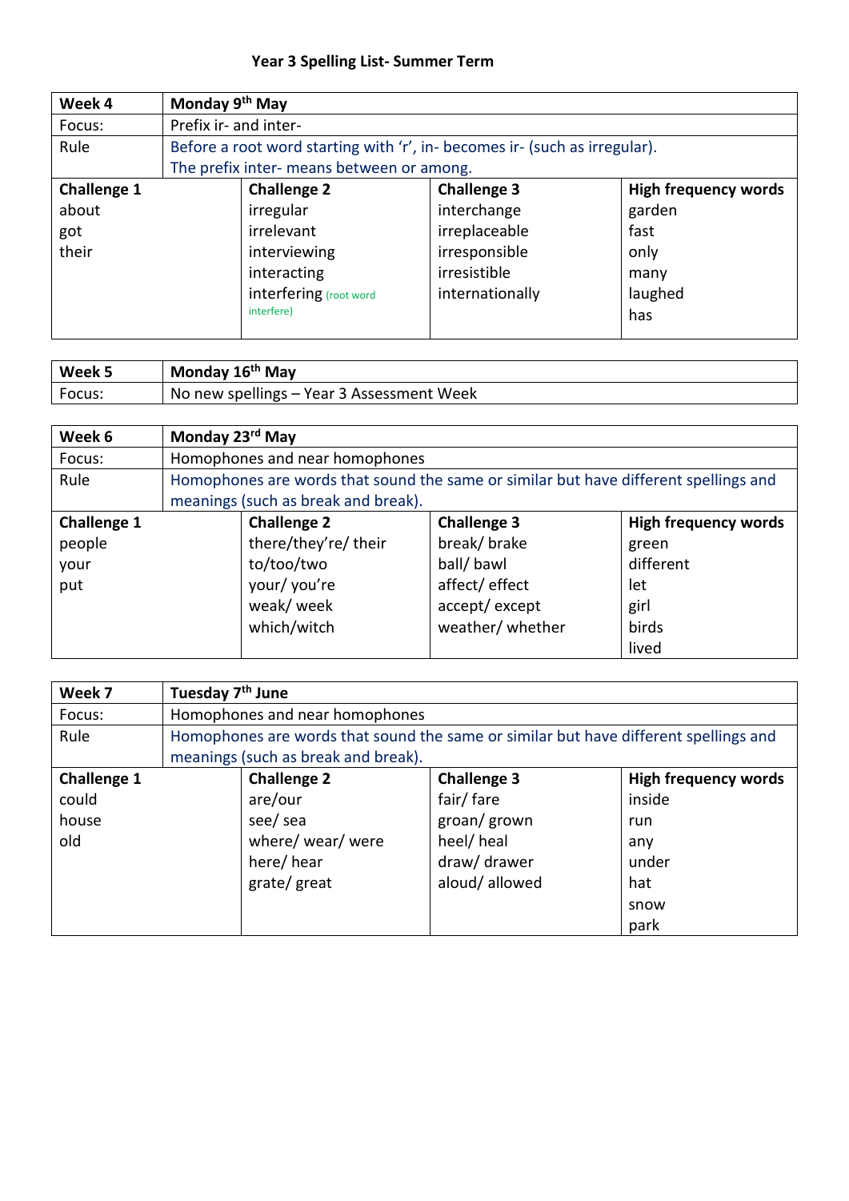# Year 3 Spelling List- Summer Term

| **Week 4** | **Monday 9th May** | | |
|---|---|---|---|
| Focus: | Prefix ir- and inter- | | |
| Rule | Before a root word starting with 'r', in- becomes ir- (such as irregular). The prefix inter- means between or among. | | |
| **Challenge 1** | **Challenge 2** | **Challenge 3** | **High frequency words** |
| about | irregular | interchange | garden |
| got | irrelevant | irreplaceable | fast |
| their | interviewing | irresponsible | only |
| | interacting | irresistible | many |
| | interfering (root word interfere) | internationally | laughed |
| | | | has |

| **Week 5** | **Monday 16th May** |
|---|---|
| Focus: | No new spellings – Year 3 Assessment Week |

| **Week 6** | **Monday 23rd May** | | |
|---|---|---|---|
| Focus: | Homophones and near homophones | | |
| Rule | Homophones are words that sound the same or similar but have different spellings and meanings (such as break and break). | | |
| **Challenge 1** | **Challenge 2** | **Challenge 3** | **High frequency words** |
| people | there/they're/ their | break/ brake | green |
| your | to/too/two | ball/ bawl | different |
| put | your/ you're | affect/ effect | let |
| | weak/ week | accept/ except | girl |
| | which/witch | weather/ whether | birds |
| | | | lived |

| **Week 7** | **Tuesday 7th June** | | |
|---|---|---|---|
| Focus: | Homophones and near homophones | | |
| Rule | Homophones are words that sound the same or similar but have different spellings and meanings (such as break and break). | | |
| **Challenge 1** | **Challenge 2** | **Challenge 3** | **High frequency words** |
| could | are/our | fair/ fare | inside |
| house | see/ sea | groan/ grown | run |
| old | where/ wear/ were | heel/ heal | any |
| | here/ hear | draw/ drawer | under |
| | grate/ great | aloud/ allowed | hat |
| | | | snow |
| | | | park |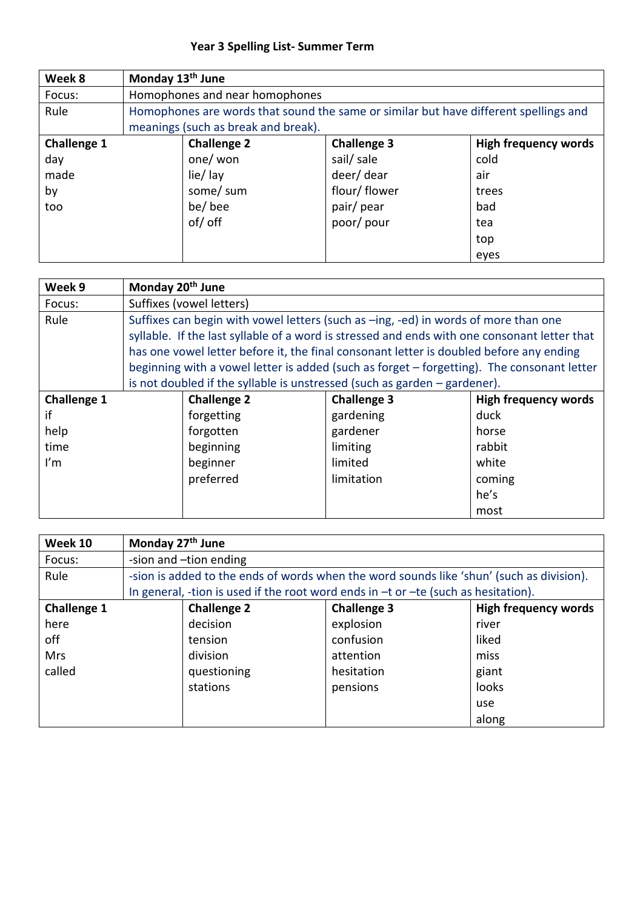# Year 3 Spelling List- Summer Term

| **Week 8** | **Monday 13th June** | | |
|---|---|---|---|
| Focus: | Homophones and near homophones | | |
| Rule | Homophones are words that sound the same or similar but have different spellings and meanings (such as break and break). | | |
| **Challenge 1** | **Challenge 2** | **Challenge 3** | **High frequency words** |
| day | one/ won | sail/ sale | cold |
| made | lie/ lay | deer/ dear | air |
| by | some/ sum | flour/ flower | trees |
| too | be/ bee | pair/ pear | bad |
| | of/ off | poor/ pour | tea |
| | | | top |
| | | | eyes |

| **Week 9** | **Monday 20th June** | | |
|---|---|---|---|
| Focus: | Suffixes (vowel letters) | | |
| Rule | Suffixes can begin with vowel letters (such as –ing, -ed) in words of more than one syllable. If the last syllable of a word is stressed and ends with one consonant letter that has one vowel letter before it, the final consonant letter is doubled before any ending beginning with a vowel letter is added (such as forget – forgetting). The consonant letter is not doubled if the syllable is unstressed (such as garden – gardener). | | |
| **Challenge 1** | **Challenge 2** | **Challenge 3** | **High frequency words** |
| if | forgetting | gardening | duck |
| help | forgotten | gardener | horse |
| time | beginning | limiting | rabbit |
| I'm | beginner | limited | white |
| | preferred | limitation | coming |
| | | | he's |
| | | | most |

| **Week 10** | **Monday 27th June** | | |
|---|---|---|---|
| Focus: | -sion and –tion ending | | |
| Rule | -sion is added to the ends of words when the word sounds like 'shun' (such as division). In general, -tion is used if the root word ends in –t or –te (such as hesitation). | | |
| **Challenge 1** | **Challenge 2** | **Challenge 3** | **High frequency words** |
| here | decision | explosion | river |
| off | tension | confusion | liked |
| Mrs | division | attention | miss |
| called | questioning | hesitation | giant |
| | stations | pensions | looks |
| | | | use |
| | | | along |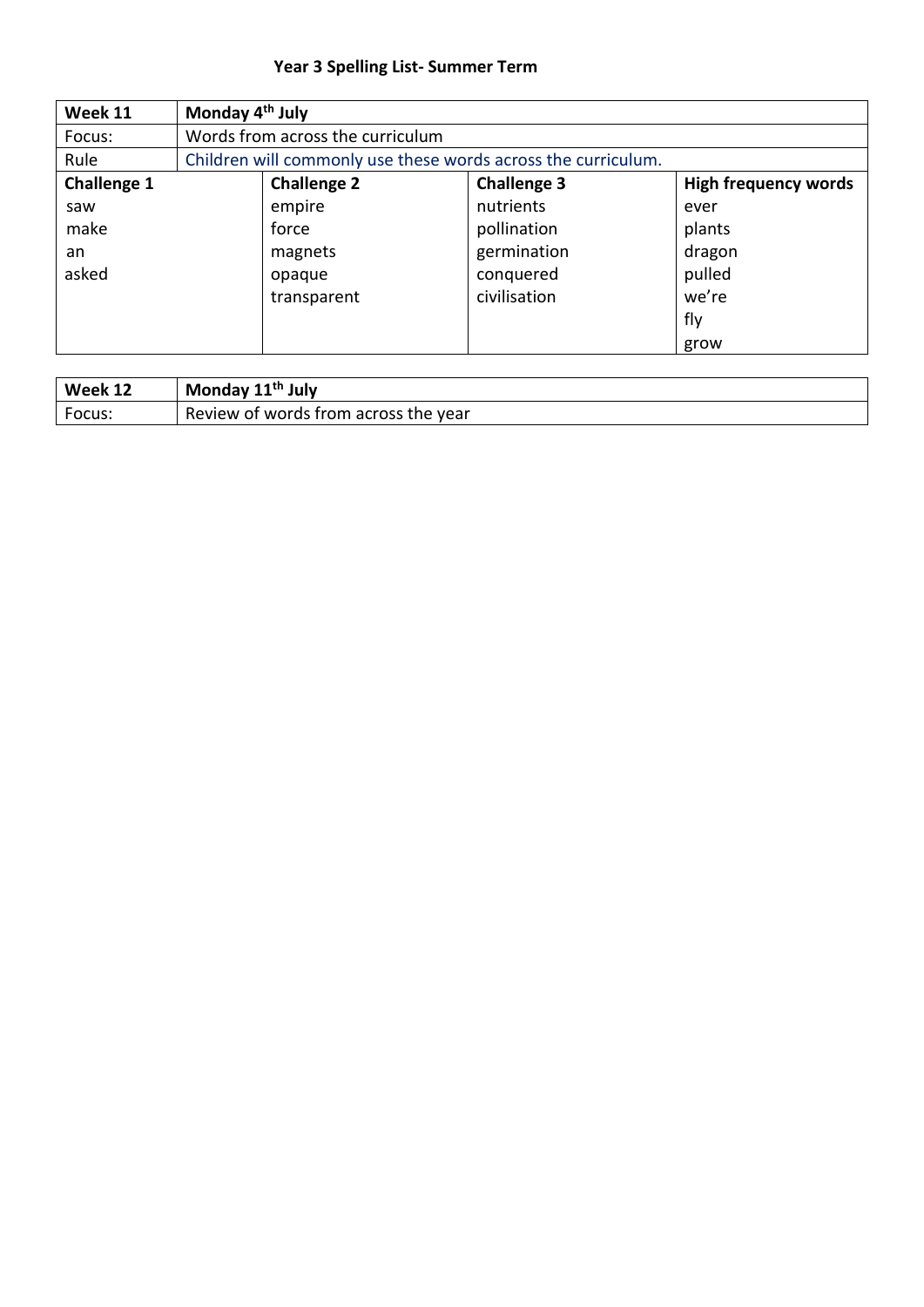**Year 3 Spelling List- Summer Term**

| **Week 11** | **Monday 4th July** | | |
|---|---|---|---|
| Focus: | Words from across the curriculum | | |
| Rule | Children will commonly use these words across the curriculum. | | |
| **Challenge 1** | **Challenge 2** | **Challenge 3** | **High frequency words** |
| saw | empire | nutrients | ever |
| make | force | pollination | plants |
| an | magnets | germination | dragon |
| asked | opaque | conquered | pulled |
| | transparent | civilisation | we're |
| | | | fly |
| | | | grow |

| **Week 12** | **Monday 11th July** |
|---|---|
| Focus: | Review of words from across the year |